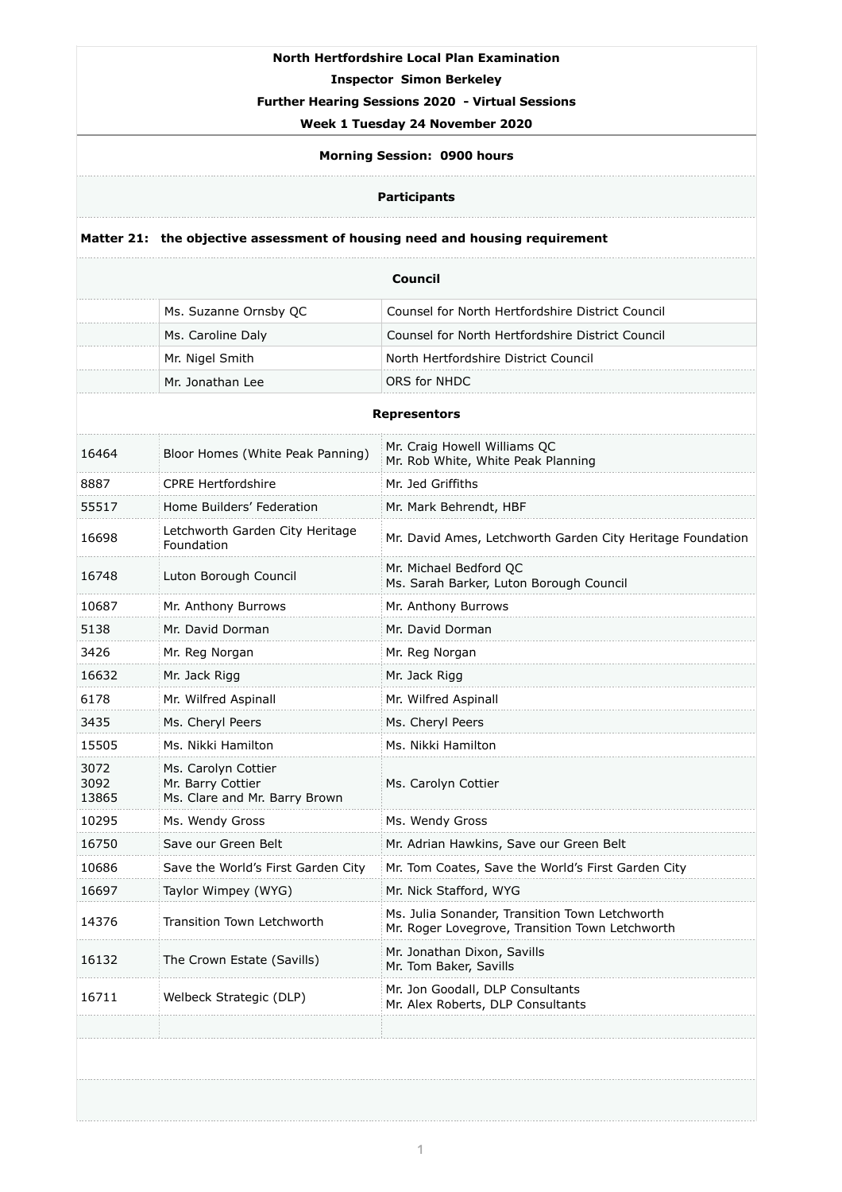**North Hertfordshire Local Plan Examination**

**Inspector Simon Berkeley**

**Further Hearing Sessions 2020 - Virtual Sessions**

**Week 1 Tuesday 24 November 2020**

**Morning Session: 0900 hours**

**Participants**

**Matter 21: the objective assessment of housing need and housing requirement**

**Council**

| | | |
|---|---|---|
| | Ms. Suzanne Ornsby QC | Counsel for North Hertfordshire District Council |
| | Ms. Caroline Daly | Counsel for North Hertfordshire District Council |
| | Mr. Nigel Smith | North Hertfordshire District Council |
| | Mr. Jonathan Lee | ORS for NHDC |

**Representors**

| | | |
|---|---|---|
| 16464 | Bloor Homes (White Peak Panning) | Mr. Craig Howell Williams QC<br>Mr. Rob White, White Peak Planning |
| 8887 | CPRE Hertfordshire | Mr. Jed Griffiths |
| 55517 | Home Builders' Federation | Mr. Mark Behrendt, HBF |
| 16698 | Letchworth Garden City Heritage Foundation | Mr. David Ames, Letchworth Garden City Heritage Foundation |
| 16748 | Luton Borough Council | Mr. Michael Bedford QC<br>Ms. Sarah Barker, Luton Borough Council |
| 10687 | Mr. Anthony Burrows | Mr. Anthony Burrows |
| 5138 | Mr. David Dorman | Mr. David Dorman |
| 3426 | Mr. Reg Norgan | Mr. Reg Norgan |
| 16632 | Mr. Jack Rigg | Mr. Jack Rigg |
| 6178 | Mr. Wilfred Aspinall | Mr. Wilfred Aspinall |
| 3435 | Ms. Cheryl Peers | Ms. Cheryl Peers |
| 15505 | Ms. Nikki Hamilton | Ms. Nikki Hamilton |
| 3072<br>3092<br>13865 | Ms. Carolyn Cottier<br>Mr. Barry Cottier<br>Ms. Clare and Mr. Barry Brown | Ms. Carolyn Cottier |
| 10295 | Ms. Wendy Gross | Ms. Wendy Gross |
| 16750 | Save our Green Belt | Mr. Adrian Hawkins, Save our Green Belt |
| 10686 | Save the World's First Garden City | Mr. Tom Coates, Save the World's First Garden City |
| 16697 | Taylor Wimpey (WYG) | Mr. Nick Stafford, WYG |
| 14376 | Transition Town Letchworth | Ms. Julia Sonander, Transition Town Letchworth<br>Mr. Roger Lovegrove, Transition Town Letchworth |
| 16132 | The Crown Estate (Savills) | Mr. Jonathan Dixon, Savills<br>Mr. Tom Baker, Savills |
| 16711 | Welbeck Strategic (DLP) | Mr. Jon Goodall, DLP Consultants<br>Mr. Alex Roberts, DLP Consultants |
| | | |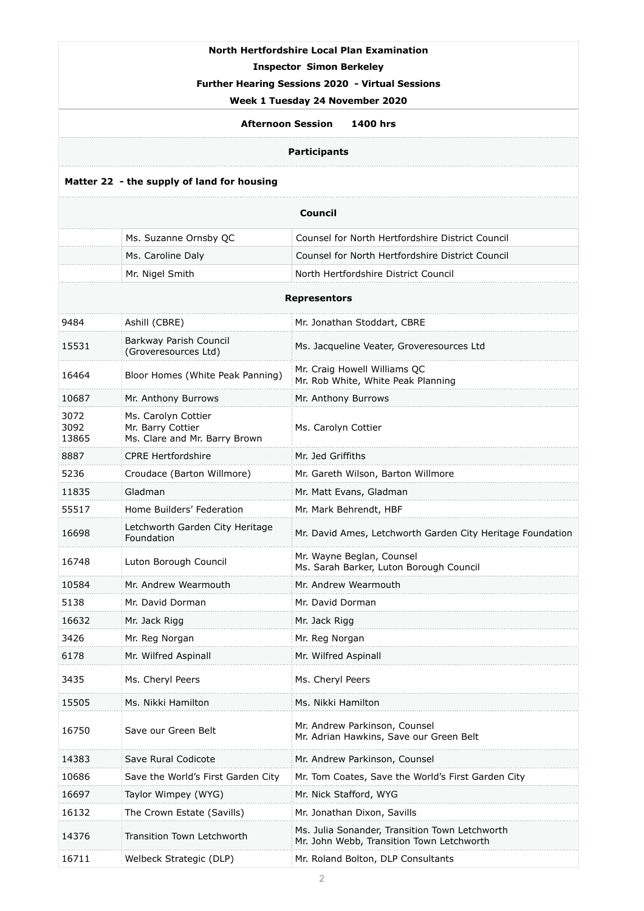**North Hertfordshire Local Plan Examination**

**Inspector Simon Berkeley**

**Further Hearing Sessions 2020 - Virtual Sessions**

**Week 1 Tuesday 24 November 2020**

**Afternoon Session 1400 hrs**

**Participants**

**Matter 22 - the supply of land for housing**

**Council**

| | | |
|---|---|---|
| | Ms. Suzanne Ornsby QC | Counsel for North Hertfordshire District Council |
| | Ms. Caroline Daly | Counsel for North Hertfordshire District Council |
| | Mr. Nigel Smith | North Hertfordshire District Council |

**Representors**

| | | |
|---|---|---|
| 9484 | Ashill (CBRE) | Mr. Jonathan Stoddart, CBRE |
| 15531 | Barkway Parish Council (Groveresources Ltd) | Ms. Jacqueline Veater, Groveresources Ltd |
| 16464 | Bloor Homes (White Peak Panning) | Mr. Craig Howell Williams QC<br>Mr. Rob White, White Peak Planning |
| 10687 | Mr. Anthony Burrows | Mr. Anthony Burrows |
| 3072<br>3092<br>13865 | Ms. Carolyn Cottier<br>Mr. Barry Cottier<br>Ms. Clare and Mr. Barry Brown | Ms. Carolyn Cottier |
| 8887 | CPRE Hertfordshire | Mr. Jed Griffiths |
| 5236 | Croudace (Barton Willmore) | Mr. Gareth Wilson, Barton Willmore |
| 11835 | Gladman | Mr. Matt Evans, Gladman |
| 55517 | Home Builders' Federation | Mr. Mark Behrendt, HBF |
| 16698 | Letchworth Garden City Heritage Foundation | Mr. David Ames, Letchworth Garden City Heritage Foundation |
| 16748 | Luton Borough Council | Mr. Wayne Beglan, Counsel<br>Ms. Sarah Barker, Luton Borough Council |
| 10584 | Mr. Andrew Wearmouth | Mr. Andrew Wearmouth |
| 5138 | Mr. David Dorman | Mr. David Dorman |
| 16632 | Mr. Jack Rigg | Mr. Jack Rigg |
| 3426 | Mr. Reg Norgan | Mr. Reg Norgan |
| 6178 | Mr. Wilfred Aspinall | Mr. Wilfred Aspinall |
| 3435 | Ms. Cheryl Peers | Ms. Cheryl Peers |
| 15505 | Ms. Nikki Hamilton | Ms. Nikki Hamilton |
| 16750 | Save our Green Belt | Mr. Andrew Parkinson, Counsel<br>Mr. Adrian Hawkins, Save our Green Belt |
| 14383 | Save Rural Codicote | Mr. Andrew Parkinson, Counsel |
| 10686 | Save the World's First Garden City | Mr. Tom Coates, Save the World's First Garden City |
| 16697 | Taylor Wimpey (WYG) | Mr. Nick Stafford, WYG |
| 16132 | The Crown Estate (Savills) | Mr. Jonathan Dixon, Savills |
| 14376 | Transition Town Letchworth | Ms. Julia Sonander, Transition Town Letchworth<br>Mr. John Webb, Transition Town Letchworth |
| 16711 | Welbeck Strategic (DLP) | Mr. Roland Bolton, DLP Consultants |